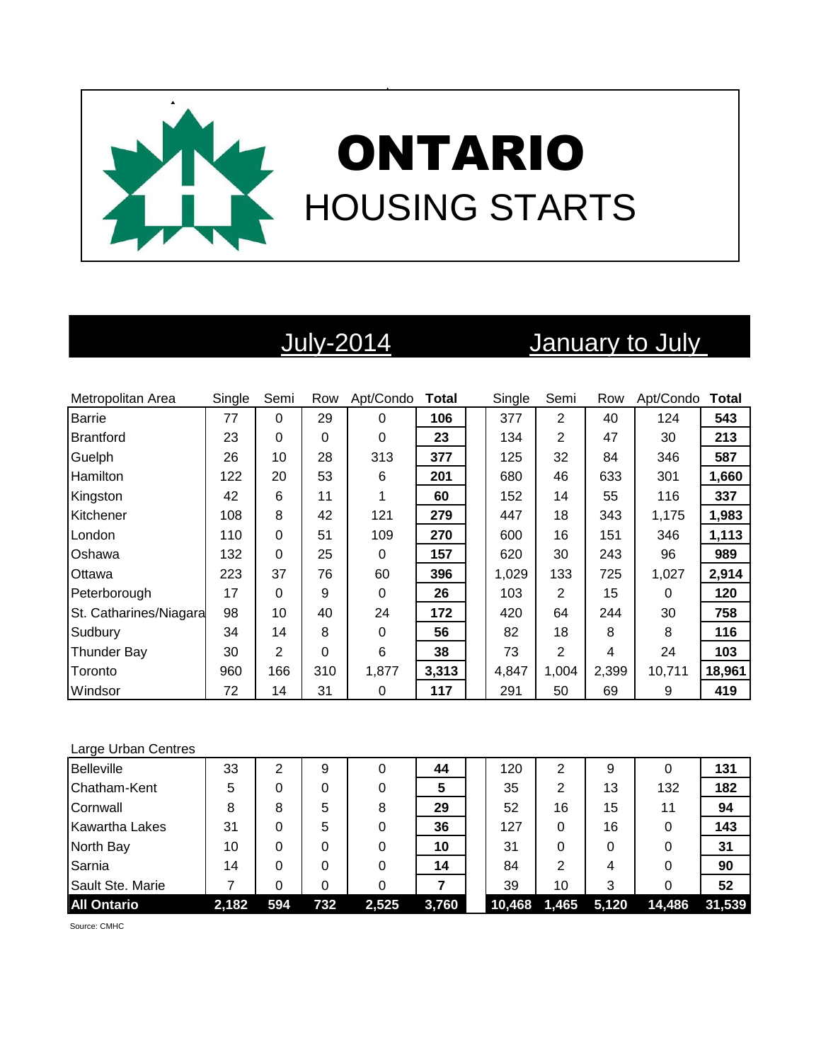# ONTARIO

## HOUSING STARTS

| Metropolitan Area | July-2014 | | | | | January to July | | | | |
|---|---|---|---|---|---|---|---|---|---|---|
| | Single | Semi | Row | Apt/Condo | Total | Single | Semi | Row | Apt/Condo | Total |
| Barrie | 77 | 0 | 29 | 0 | **106** | 377 | 2 | 40 | 124 | **543** |
| Brantford | 23 | 0 | 0 | 0 | **23** | 134 | 2 | 47 | 30 | **213** |
| Guelph | 26 | 10 | 28 | 313 | **377** | 125 | 32 | 84 | 346 | **587** |
| Hamilton | 122 | 20 | 53 | 6 | **201** | 680 | 46 | 633 | 301 | **1,660** |
| Kingston | 42 | 6 | 11 | 1 | **60** | 152 | 14 | 55 | 116 | **337** |
| Kitchener | 108 | 8 | 42 | 121 | **279** | 447 | 18 | 343 | 1,175 | **1,983** |
| London | 110 | 0 | 51 | 109 | **270** | 600 | 16 | 151 | 346 | **1,113** |
| Oshawa | 132 | 0 | 25 | 0 | **157** | 620 | 30 | 243 | 96 | **989** |
| Ottawa | 223 | 37 | 76 | 60 | **396** | 1,029 | 133 | 725 | 1,027 | **2,914** |
| Peterborough | 17 | 0 | 9 | 0 | **26** | 103 | 2 | 15 | 0 | **120** |
| St. Catharines/Niagara | 98 | 10 | 40 | 24 | **172** | 420 | 64 | 244 | 30 | **758** |
| Sudbury | 34 | 14 | 8 | 0 | **56** | 82 | 18 | 8 | 8 | **116** |
| Thunder Bay | 30 | 2 | 0 | 6 | **38** | 73 | 2 | 4 | 24 | **103** |
| Toronto | 960 | 166 | 310 | 1,877 | **3,313** | 4,847 | 1,004 | 2,399 | 10,711 | **18,961** |
| Windsor | 72 | 14 | 31 | 0 | **117** | 291 | 50 | 69 | 9 | **419** |
| **Large Urban Centres** | | | | | | | | | | |
| Belleville | 33 | 2 | 9 | 0 | **44** | 120 | 2 | 9 | 0 | **131** |
| Chatham-Kent | 5 | 0 | 0 | 0 | **5** | 35 | 2 | 13 | 132 | **182** |
| Cornwall | 8 | 8 | 5 | 8 | **29** | 52 | 16 | 15 | 11 | **94** |
| Kawartha Lakes | 31 | 0 | 5 | 0 | **36** | 127 | 0 | 16 | 0 | **143** |
| North Bay | 10 | 0 | 0 | 0 | **10** | 31 | 0 | 0 | 0 | **31** |
| Sarnia | 14 | 0 | 0 | 0 | **14** | 84 | 2 | 4 | 0 | **90** |
| Sault Ste. Marie | 7 | 0 | 0 | 0 | **7** | 39 | 10 | 3 | 0 | **52** |
| **All Ontario** | **2,182** | **594** | **732** | **2,525** | **3,760** | **10,468** | **1,465** | **5,120** | **14,486** | **31,539** |

Source: CMHC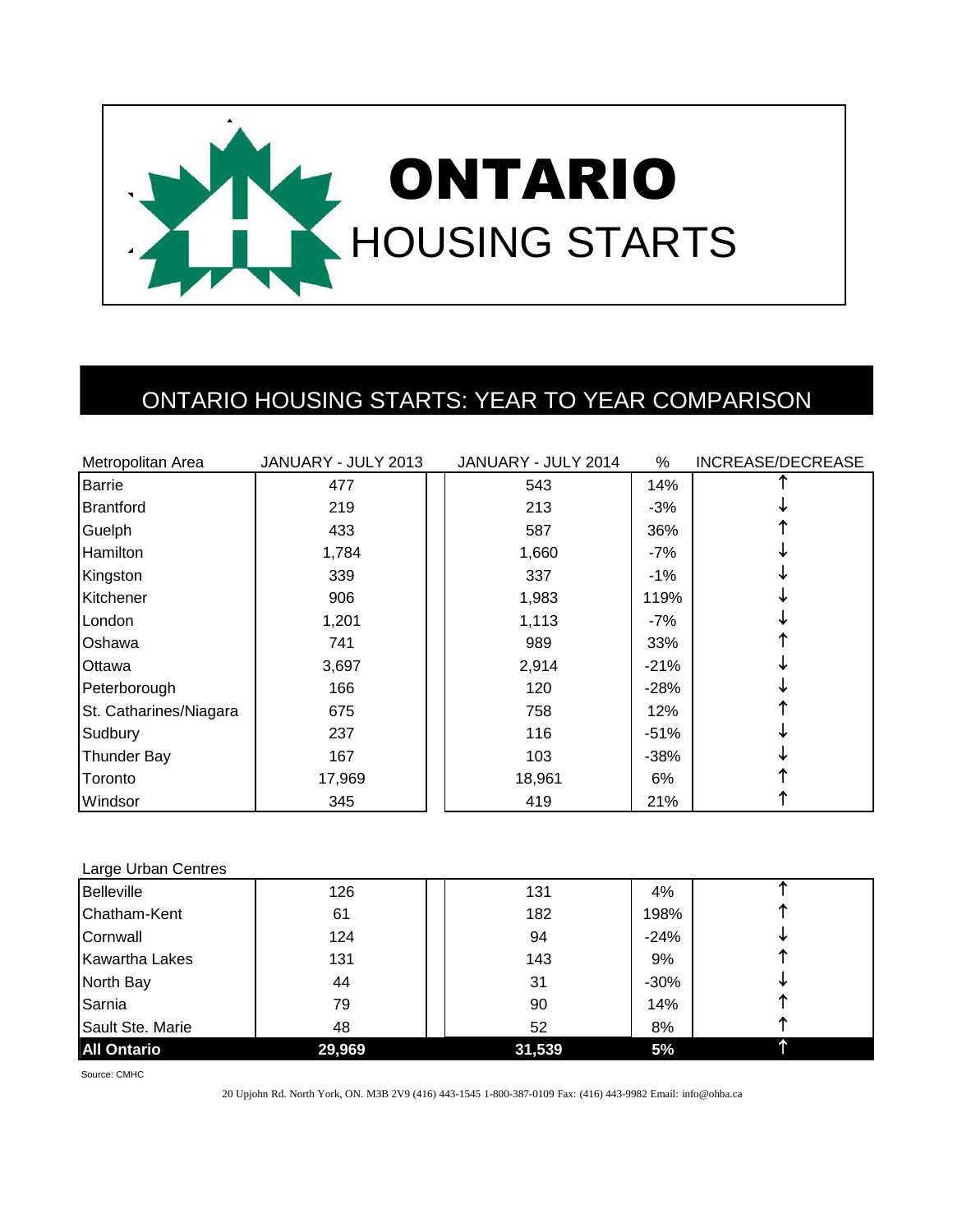# ONTARIO
## HOUSING STARTS

## ONTARIO HOUSING STARTS: YEAR TO YEAR COMPARISON

| Metropolitan Area | JANUARY - JULY 2013 | JANUARY - JULY 2014 | % | INCREASE/DECREASE |
|---|---|---|---|---|
| Barrie | 477 | 543 | 14% | ↑ |
| Brantford | 219 | 213 | -3% | ↓ |
| Guelph | 433 | 587 | 36% | ↑ |
| Hamilton | 1,784 | 1,660 | -7% | ↓ |
| Kingston | 339 | 337 | -1% | ↓ |
| Kitchener | 906 | 1,983 | 119% | ↓ |
| London | 1,201 | 1,113 | -7% | ↓ |
| Oshawa | 741 | 989 | 33% | ↑ |
| Ottawa | 3,697 | 2,914 | -21% | ↓ |
| Peterborough | 166 | 120 | -28% | ↓ |
| St. Catharines/Niagara | 675 | 758 | 12% | ↑ |
| Sudbury | 237 | 116 | -51% | ↓ |
| Thunder Bay | 167 | 103 | -38% | ↓ |
| Toronto | 17,969 | 18,961 | 6% | ↑ |
| Windsor | 345 | 419 | 21% | ↑ |

| Large Urban Centres | | | | |
|---|---|---|---|---|
| Belleville | 126 | 131 | 4% | ↑ |
| Chatham-Kent | 61 | 182 | 198% | ↑ |
| Cornwall | 124 | 94 | -24% | ↓ |
| Kawartha Lakes | 131 | 143 | 9% | ↑ |
| North Bay | 44 | 31 | -30% | ↓ |
| Sarnia | 79 | 90 | 14% | ↑ |
| Sault Ste. Marie | 48 | 52 | 8% | ↑ |
| **All Ontario** | **29,969** | **31,539** | **5%** | ↑ |

Source: CMHC

20 Upjohn Rd. North York, ON. M3B 2V9 (416) 443-1545 1-800-387-0109 Fax: (416) 443-9982 Email: info@ohba.ca